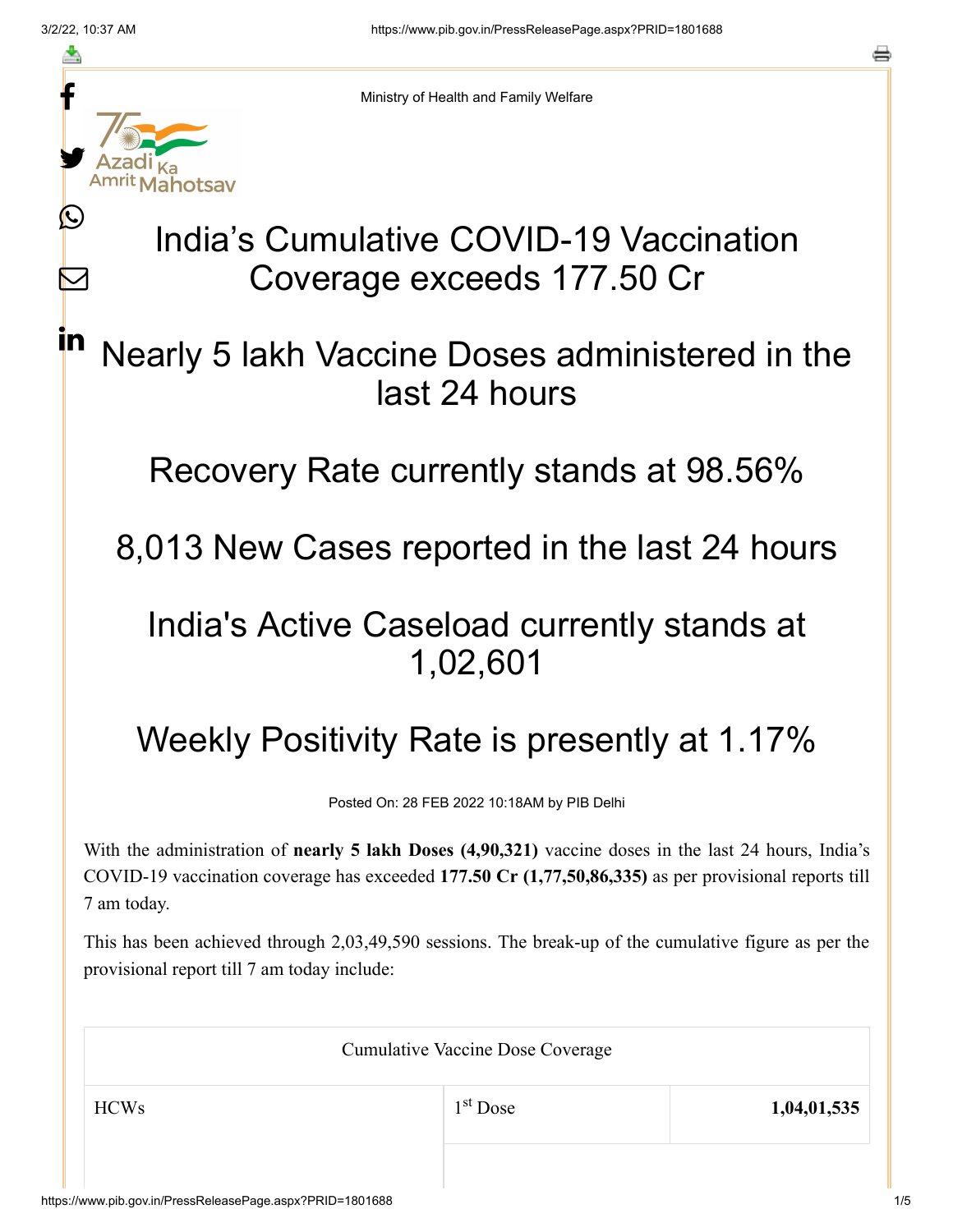Ministry of Health and Family Welfare

# India's Cumulative COVID-19 Vaccination Coverage exceeds 177.50 Cr

## Nearly 5 lakh Vaccine Doses administered in the last 24 hours

## Recovery Rate currently stands at 98.56%

## 8,013 New Cases reported in the last 24 hours

## India's Active Caseload currently stands at 1,02,601

## Weekly Positivity Rate is presently at 1.17%

Posted On: 28 FEB 2022 10:18AM by PIB Delhi

With the administration of **nearly 5 lakh Doses (4,90,321)** vaccine doses in the last 24 hours, India's COVID-19 vaccination coverage has exceeded **177.50 Cr (1,77,50,86,335)** as per provisional reports till 7 am today.

This has been achieved through 2,03,49,590 sessions. The break-up of the cumulative figure as per the provisional report till 7 am today include:

| Cumulative Vaccine Dose Coverage | | |
|---|---|---|
| HCWs | 1st Dose | **1,04,01,535** |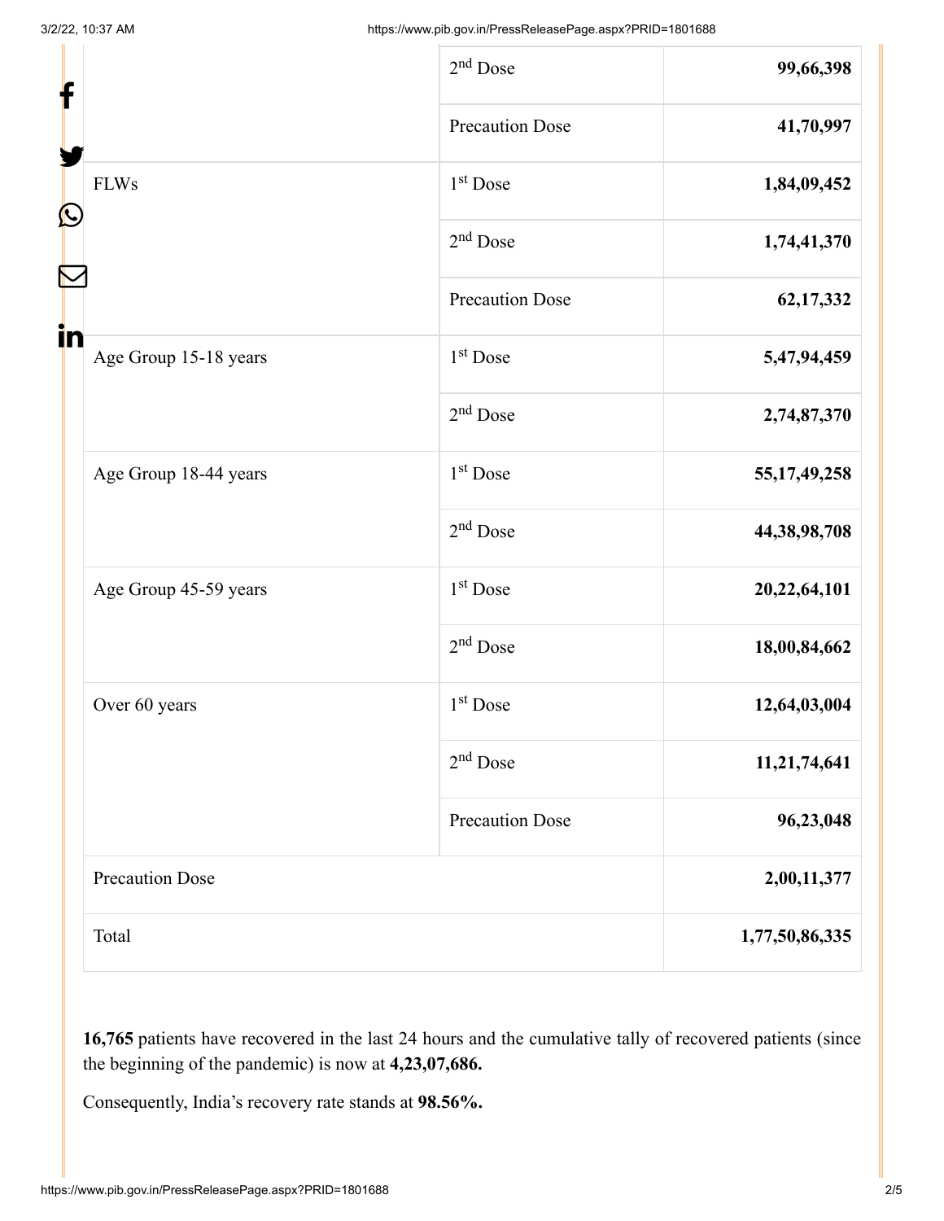| | | |
|---|---|---|
| | 2nd Dose | **99,66,398** |
| | Precaution Dose | **41,70,997** |
| FLWs | 1st Dose | **1,84,09,452** |
| | 2nd Dose | **1,74,41,370** |
| | Precaution Dose | **62,17,332** |
| Age Group 15-18 years | 1st Dose | **5,47,94,459** |
| | 2nd Dose | **2,74,87,370** |
| Age Group 18-44 years | 1st Dose | **55,17,49,258** |
| | 2nd Dose | **44,38,98,708** |
| Age Group 45-59 years | 1st Dose | **20,22,64,101** |
| | 2nd Dose | **18,00,84,662** |
| Over 60 years | 1st Dose | **12,64,03,004** |
| | 2nd Dose | **11,21,74,641** |
| | Precaution Dose | **96,23,048** |
| Precaution Dose | | **2,00,11,377** |
| Total | | **1,77,50,86,335** |

**16,765** patients have recovered in the last 24 hours and the cumulative tally of recovered patients (since the beginning of the pandemic) is now at **4,23,07,686.**

Consequently, India's recovery rate stands at **98.56%.**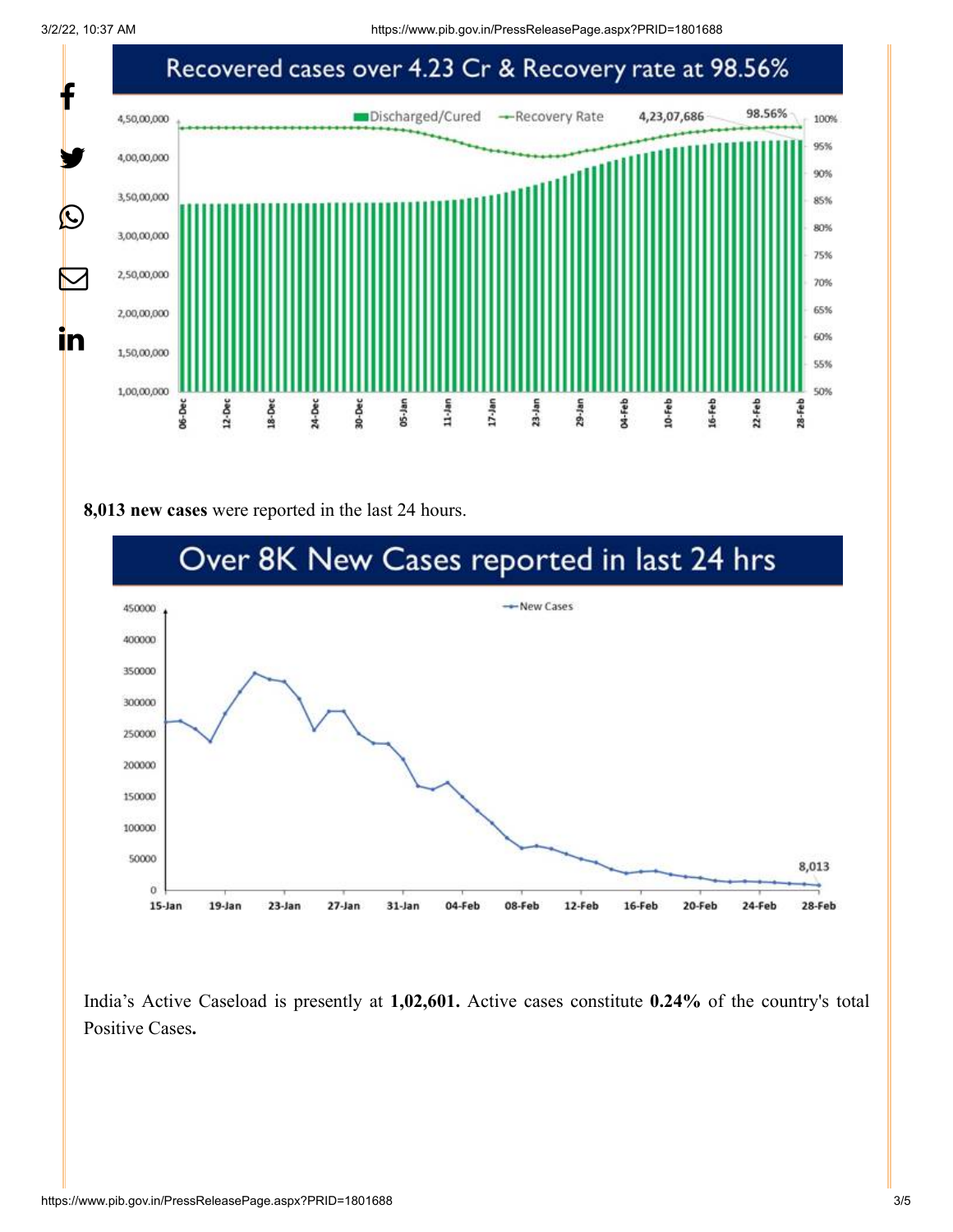Recovered cases over 4.23 Cr & Recovery rate at 98.56%

**8,013 new cases** were reported in the last 24 hours.

Over 8K New Cases reported in last 24 hrs

India's Active Caseload is presently at **1,02,601.** Active cases constitute **0.24%** of the country's total Positive Cases**.**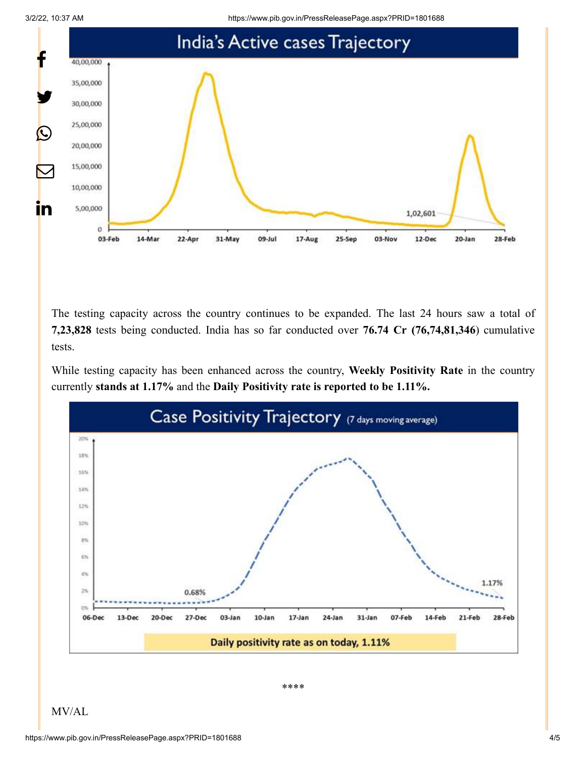India's Active cases Trajectory

The testing capacity across the country continues to be expanded. The last 24 hours saw a total of **7,23,828** tests being conducted. India has so far conducted over **76.74 Cr (76,74,81,346)** cumulative tests.

While testing capacity has been enhanced across the country, **Weekly Positivity Rate** in the country currently **stands at 1.17%** and the **Daily Positivity rate is reported to be 1.11%.**

Case Positivity Trajectory (7 days moving average)

Daily positivity rate as on today, 1.11%

****

MV/AL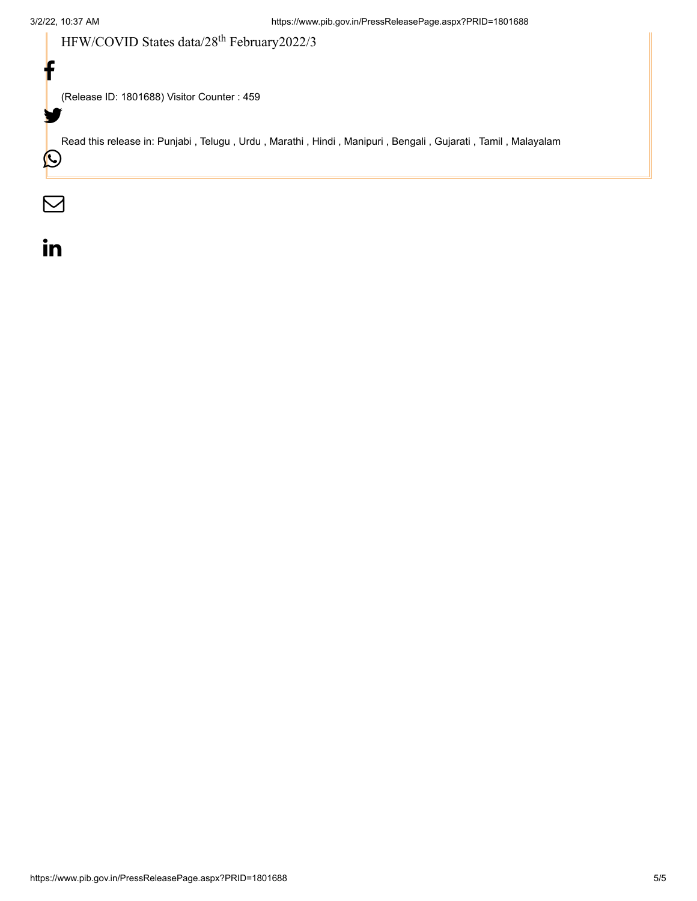HFW/COVID States data/28th February2022/3

(Release ID: 1801688) Visitor Counter : 459

Read this release in: Punjabi , Telugu , Urdu , Marathi , Hindi , Manipuri , Bengali , Gujarati , Tamil , Malayalam